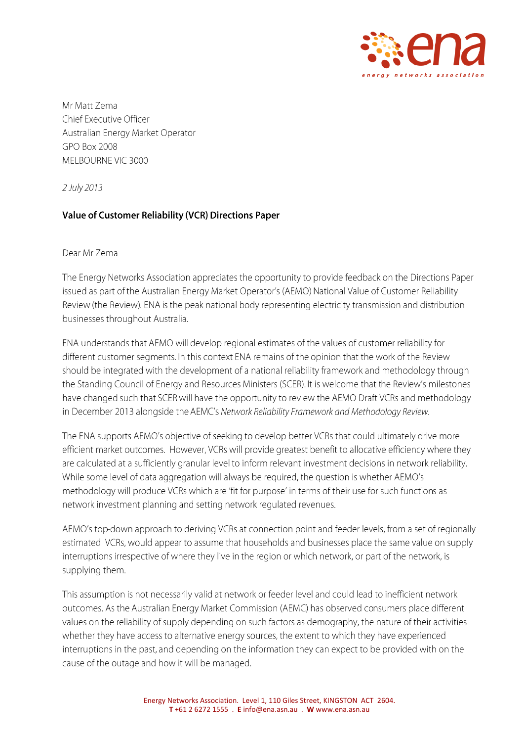Mr Matt Zema
Chief Executive Officer
Australian Energy Market Operator
GPO Box 2008
MELBOURNE VIC 3000

*2 July 2013*

**Value of Customer Reliability (VCR) Directions Paper**

Dear Mr Zema

The Energy Networks Association appreciates the opportunity to provide feedback on the Directions Paper issued as part of the Australian Energy Market Operator's (AEMO) National Value of Customer Reliability Review (the Review). ENA is the peak national body representing electricity transmission and distribution businesses throughout Australia.

ENA understands that AEMO will develop regional estimates of the values of customer reliability for different customer segments. In this context ENA remains of the opinion that the work of the Review should be integrated with the development of a national reliability framework and methodology through the Standing Council of Energy and Resources Ministers (SCER). It is welcome that the Review's milestones have changed such that SCER will have the opportunity to review the AEMO Draft VCRs and methodology in December 2013 alongside the AEMC's *Network Reliability Framework and Methodology Review*.

The ENA supports AEMO's objective of seeking to develop better VCRs that could ultimately drive more efficient market outcomes. However, VCRs will provide greatest benefit to allocative efficiency where they are calculated at a sufficiently granular level to inform relevant investment decisions in network reliability. While some level of data aggregation will always be required, the question is whether AEMO's methodology will produce VCRs which are 'fit for purpose' in terms of their use for such functions as network investment planning and setting network regulated revenues.

AEMO's top-down approach to deriving VCRs at connection point and feeder levels, from a set of regionally estimated VCRs, would appear to assume that households and businesses place the same value on supply interruptions irrespective of where they live in the region or which network, or part of the network, is supplying them.

This assumption is not necessarily valid at network or feeder level and could lead to inefficient network outcomes. As the Australian Energy Market Commission (AEMC) has observed consumers place different values on the reliability of supply depending on such factors as demography, the nature of their activities whether they have access to alternative energy sources, the extent to which they have experienced interruptions in the past, and depending on the information they can expect to be provided with on the cause of the outage and how it will be managed.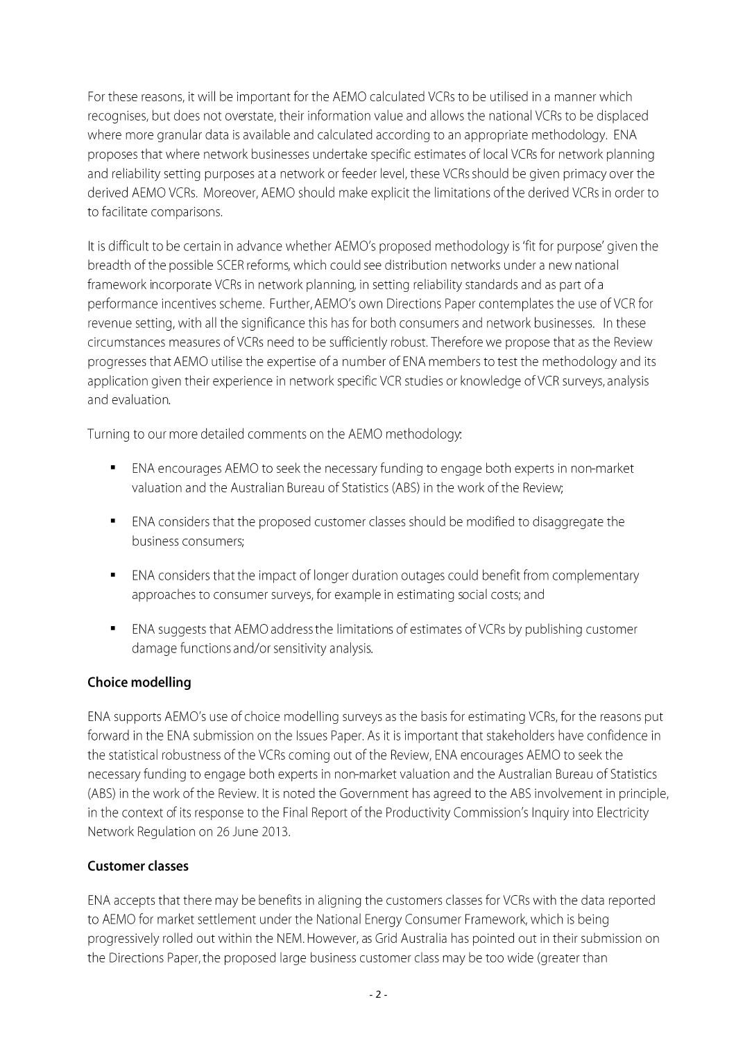For these reasons, it will be important for the AEMO calculated VCRs to be utilised in a manner which recognises, but does not overstate, their information value and allows the national VCRs to be displaced where more granular data is available and calculated according to an appropriate methodology. ENA proposes that where network businesses undertake specific estimates of local VCRs for network planning and reliability setting purposes at a network or feeder level, these VCRs should be given primacy over the derived AEMO VCRs. Moreover, AEMO should make explicit the limitations of the derived VCRs in order to to facilitate comparisons.

It is difficult to be certain in advance whether AEMO's proposed methodology is 'fit for purpose' given the breadth of the possible SCER reforms, which could see distribution networks under a new national framework incorporate VCRs in network planning, in setting reliability standards and as part of a performance incentives scheme. Further, AEMO's own Directions Paper contemplates the use of VCR for revenue setting, with all the significance this has for both consumers and network businesses. In these circumstances measures of VCRs need to be sufficiently robust. Therefore we propose that as the Review progresses that AEMO utilise the expertise of a number of ENA members to test the methodology and its application given their experience in network specific VCR studies or knowledge of VCR surveys, analysis and evaluation.

Turning to our more detailed comments on the AEMO methodology:

- ENA encourages AEMO to seek the necessary funding to engage both experts in non-market valuation and the Australian Bureau of Statistics (ABS) in the work of the Review;
- ENA considers that the proposed customer classes should be modified to disaggregate the business consumers;
- ENA considers that the impact of longer duration outages could benefit from complementary approaches to consumer surveys, for example in estimating social costs; and
- ENA suggests that AEMO address the limitations of estimates of VCRs by publishing customer damage functions and/or sensitivity analysis.

### Choice modelling

ENA supports AEMO's use of choice modelling surveys as the basis for estimating VCRs, for the reasons put forward in the ENA submission on the Issues Paper. As it is important that stakeholders have confidence in the statistical robustness of the VCRs coming out of the Review, ENA encourages AEMO to seek the necessary funding to engage both experts in non-market valuation and the Australian Bureau of Statistics (ABS) in the work of the Review. It is noted the Government has agreed to the ABS involvement in principle, in the context of its response to the Final Report of the Productivity Commission's Inquiry into Electricity Network Regulation on 26 June 2013.

### Customer classes

ENA accepts that there may be benefits in aligning the customers classes for VCRs with the data reported to AEMO for market settlement under the National Energy Consumer Framework, which is being progressively rolled out within the NEM. However, as Grid Australia has pointed out in their submission on the Directions Paper, the proposed large business customer class may be too wide (greater than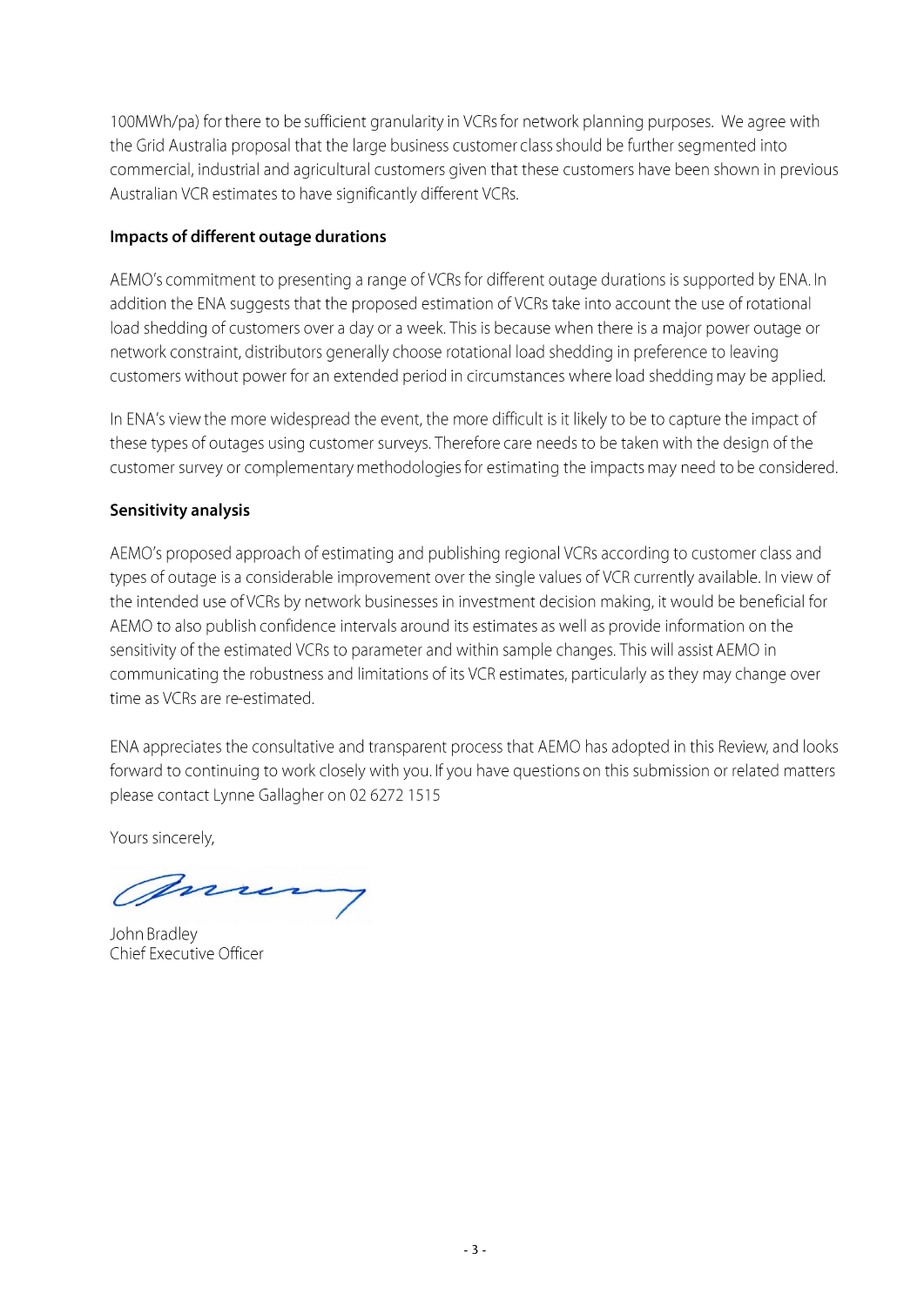100MWh/pa) for there to be sufficient granularity in VCRs for network planning purposes. We agree with the Grid Australia proposal that the large business customer class should be further segmented into commercial, industrial and agricultural customers given that these customers have been shown in previous Australian VCR estimates to have significantly different VCRs.

**Impacts of different outage durations**

AEMO's commitment to presenting a range of VCRs for different outage durations is supported by ENA. In addition the ENA suggests that the proposed estimation of VCRs take into account the use of rotational load shedding of customers over a day or a week. This is because when there is a major power outage or network constraint, distributors generally choose rotational load shedding in preference to leaving customers without power for an extended period in circumstances where load shedding may be applied.

In ENA's view the more widespread the event, the more difficult is it likely to be to capture the impact of these types of outages using customer surveys. Therefore care needs to be taken with the design of the customer survey or complementary methodologies for estimating the impacts may need to be considered.

**Sensitivity analysis**

AEMO's proposed approach of estimating and publishing regional VCRs according to customer class and types of outage is a considerable improvement over the single values of VCR currently available. In view of the intended use of VCRs by network businesses in investment decision making, it would be beneficial for AEMO to also publish confidence intervals around its estimates as well as provide information on the sensitivity of the estimated VCRs to parameter and within sample changes. This will assist AEMO in communicating the robustness and limitations of its VCR estimates, particularly as they may change over time as VCRs are re-estimated.

ENA appreciates the consultative and transparent process that AEMO has adopted in this Review, and looks forward to continuing to work closely with you. If you have questions on this submission or related matters please contact Lynne Gallagher on 02 6272 1515

Yours sincerely,

John Bradley
Chief Executive Officer